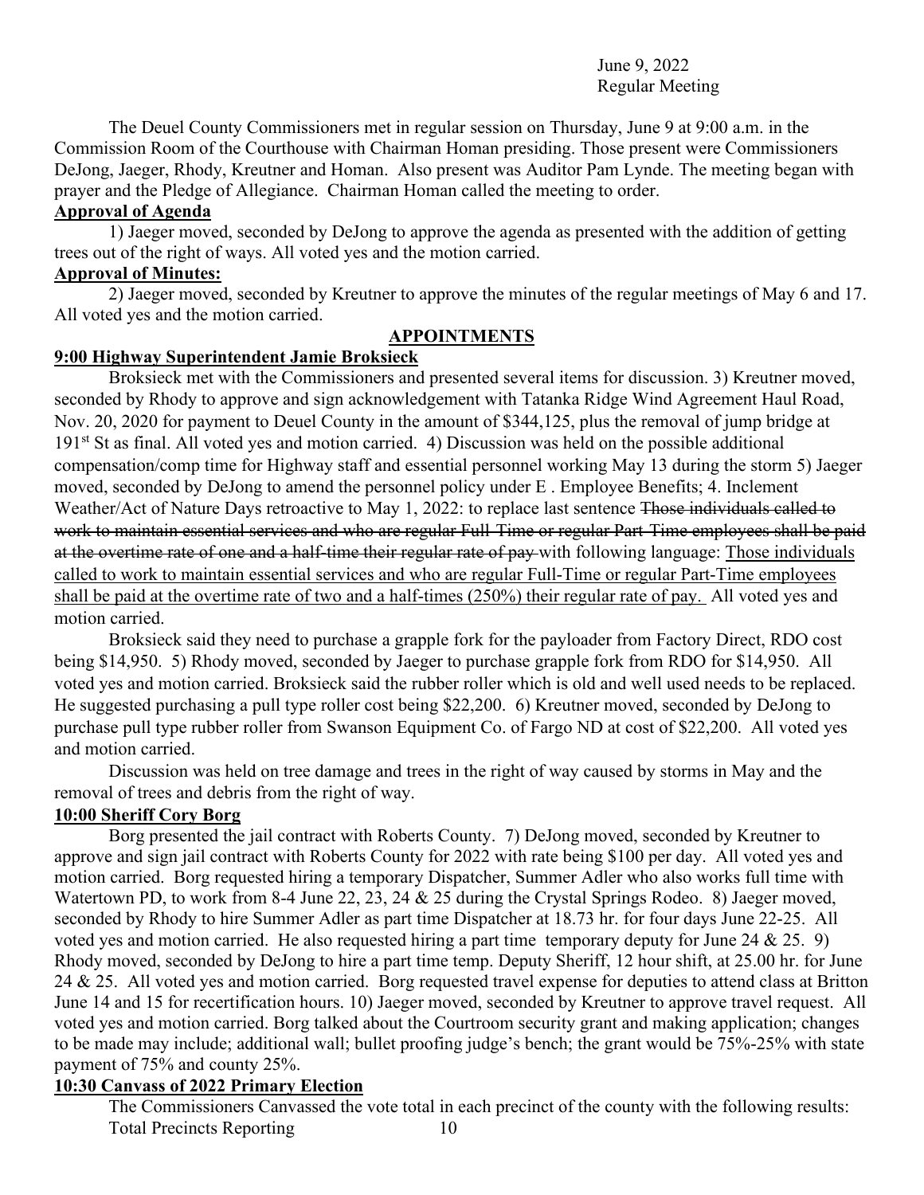June 9, 2022
Regular Meeting

The Deuel County Commissioners met in regular session on Thursday, June 9 at 9:00 a.m. in the Commission Room of the Courthouse with Chairman Homan presiding. Those present were Commissioners DeJong, Jaeger, Rhody, Kreutner and Homan. Also present was Auditor Pam Lynde. The meeting began with prayer and the Pledge of Allegiance. Chairman Homan called the meeting to order.

**Approval of Agenda**

1) Jaeger moved, seconded by DeJong to approve the agenda as presented with the addition of getting trees out of the right of ways. All voted yes and the motion carried.

**Approval of Minutes:**

2) Jaeger moved, seconded by Kreutner to approve the minutes of the regular meetings of May 6 and 17. All voted yes and the motion carried.

## APPOINTMENTS

**9:00 Highway Superintendent Jamie Broksieck**

Broksieck met with the Commissioners and presented several items for discussion. 3) Kreutner moved, seconded by Rhody to approve and sign acknowledgement with Tatanka Ridge Wind Agreement Haul Road, Nov. 20, 2020 for payment to Deuel County in the amount of $344,125, plus the removal of jump bridge at 191st St as final. All voted yes and motion carried. 4) Discussion was held on the possible additional compensation/comp time for Highway staff and essential personnel working May 13 during the storm 5) Jaeger moved, seconded by DeJong to amend the personnel policy under E . Employee Benefits; 4. Inclement Weather/Act of Nature Days retroactive to May 1, 2022: to replace last sentence ~~Those individuals called to work to maintain essential services and who are regular Full-Time or regular Part-Time employees shall be paid at the overtime rate of one and a half-time their regular rate of pay~~ with following language: <u>Those individuals called to work to maintain essential services and who are regular Full-Time or regular Part-Time employees shall be paid at the overtime rate of two and a half-times (250%) their regular rate of pay.</u> All voted yes and motion carried.

Broksieck said they need to purchase a grapple fork for the payloader from Factory Direct, RDO cost being $14,950. 5) Rhody moved, seconded by Jaeger to purchase grapple fork from RDO for $14,950. All voted yes and motion carried. Broksieck said the rubber roller which is old and well used needs to be replaced. He suggested purchasing a pull type roller cost being $22,200. 6) Kreutner moved, seconded by DeJong to purchase pull type rubber roller from Swanson Equipment Co. of Fargo ND at cost of $22,200. All voted yes and motion carried.

Discussion was held on tree damage and trees in the right of way caused by storms in May and the removal of trees and debris from the right of way.

**10:00 Sheriff Cory Borg**

Borg presented the jail contract with Roberts County. 7) DeJong moved, seconded by Kreutner to approve and sign jail contract with Roberts County for 2022 with rate being $100 per day. All voted yes and motion carried. Borg requested hiring a temporary Dispatcher, Summer Adler who also works full time with Watertown PD, to work from 8-4 June 22, 23, 24 & 25 during the Crystal Springs Rodeo. 8) Jaeger moved, seconded by Rhody to hire Summer Adler as part time Dispatcher at 18.73 hr. for four days June 22-25. All voted yes and motion carried. He also requested hiring a part time temporary deputy for June 24 & 25. 9) Rhody moved, seconded by DeJong to hire a part time temp. Deputy Sheriff, 12 hour shift, at 25.00 hr. for June 24 & 25. All voted yes and motion carried. Borg requested travel expense for deputies to attend class at Britton June 14 and 15 for recertification hours. 10) Jaeger moved, seconded by Kreutner to approve travel request. All voted yes and motion carried. Borg talked about the Courtroom security grant and making application; changes to be made may include; additional wall; bullet proofing judge's bench; the grant would be 75%-25% with state payment of 75% and county 25%.

**10:30 Canvass of 2022 Primary Election**

The Commissioners Canvassed the vote total in each precinct of the county with the following results:

Total Precincts Reporting 10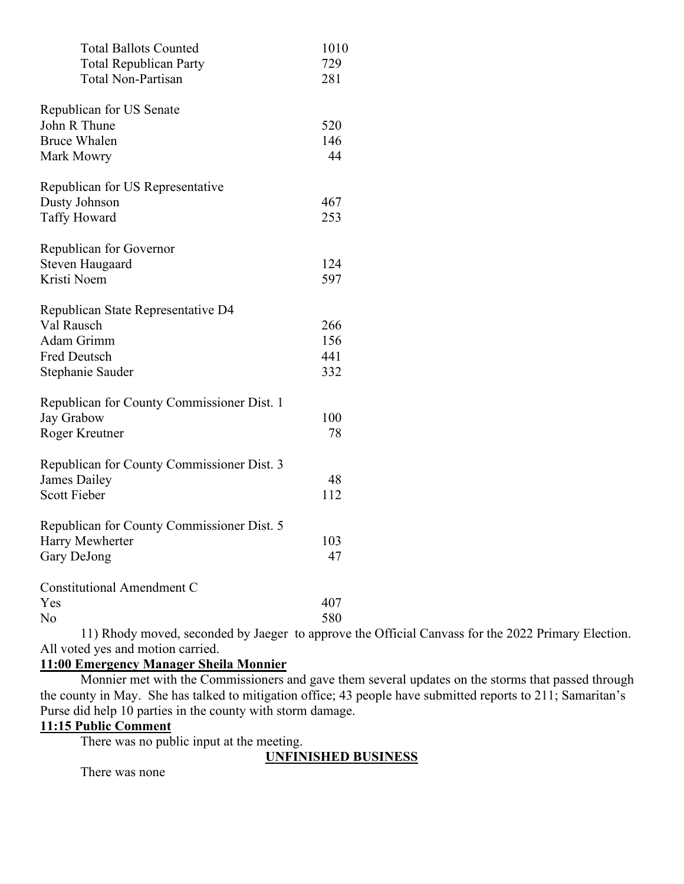| | |
|---|---|
| Total Ballots Counted | 1010 |
| Total Republican Party | 729 |
| Total Non-Partisan | 281 |

| | |
|---|---|
| **Republican for US Senate** | |
| John R Thune | 520 |
| Bruce Whalen | 146 |
| Mark Mowry | 44 |
| **Republican for US Representative** | |
| Dusty Johnson | 467 |
| Taffy Howard | 253 |
| **Republican for Governor** | |
| Steven Haugaard | 124 |
| Kristi Noem | 597 |
| **Republican State Representative D4** | |
| Val Rausch | 266 |
| Adam Grimm | 156 |
| Fred Deutsch | 441 |
| Stephanie Sauder | 332 |
| **Republican for County Commissioner Dist. 1** | |
| Jay Grabow | 100 |
| Roger Kreutner | 78 |
| **Republican for County Commissioner Dist. 3** | |
| James Dailey | 48 |
| Scott Fieber | 112 |
| **Republican for County Commissioner Dist. 5** | |
| Harry Mewherter | 103 |
| Gary DeJong | 47 |
| **Constitutional Amendment C** | |
| Yes | 407 |
| No | 580 |

11) Rhody moved, seconded by Jaeger to approve the Official Canvass for the 2022 Primary Election. All voted yes and motion carried.

**11:00 Emergency Manager Sheila Monnier**

Monnier met with the Commissioners and gave them several updates on the storms that passed through the county in May. She has talked to mitigation office; 43 people have submitted reports to 211; Samaritan's Purse did help 10 parties in the county with storm damage.

**11:15 Public Comment**

There was no public input at the meeting.

**UNFINISHED BUSINESS**

There was none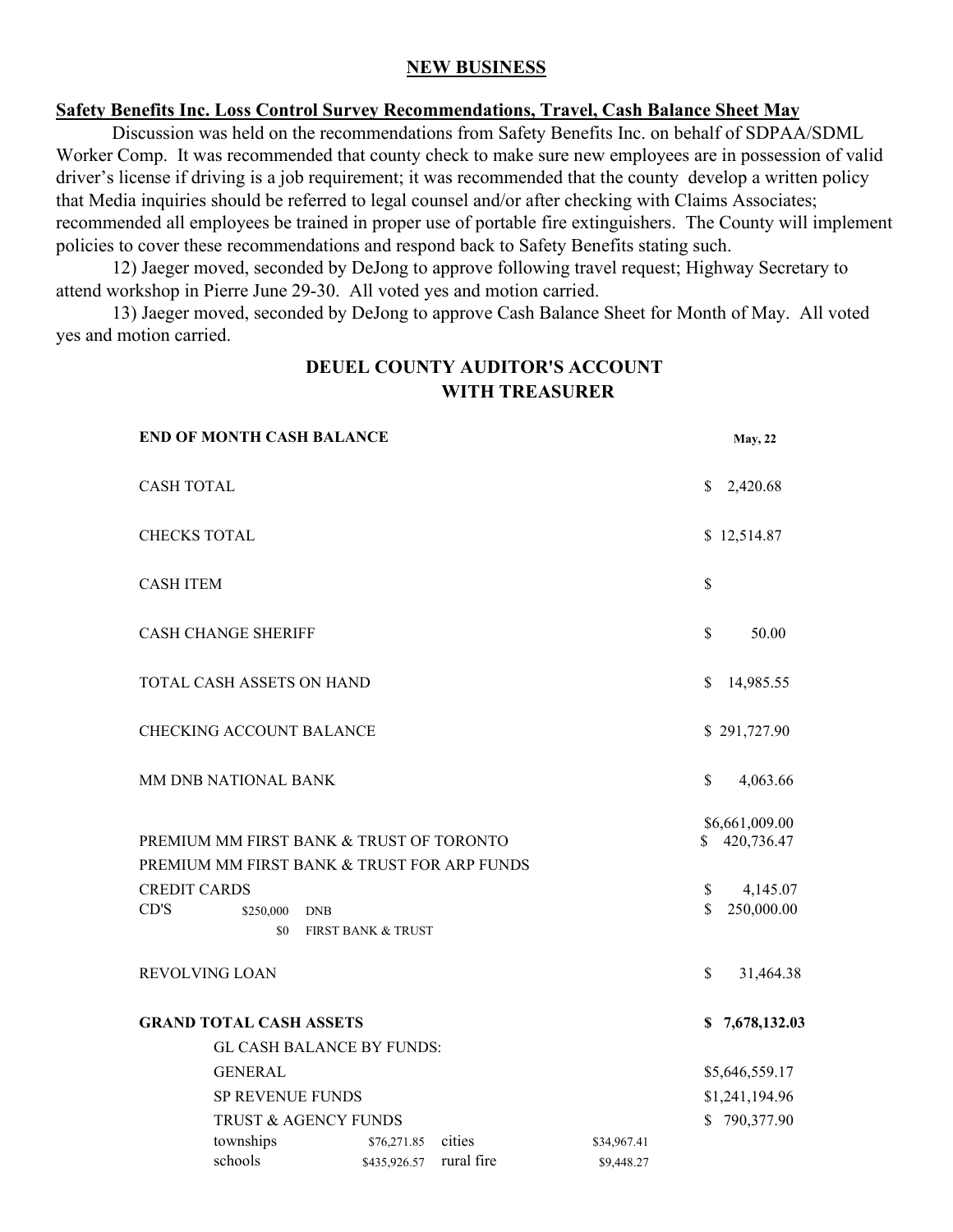## NEW BUSINESS

**Safety Benefits Inc. Loss Control Survey Recommendations, Travel, Cash Balance Sheet May**

Discussion was held on the recommendations from Safety Benefits Inc. on behalf of SDPAA/SDML Worker Comp. It was recommended that county check to make sure new employees are in possession of valid driver's license if driving is a job requirement; it was recommended that the county develop a written policy that Media inquiries should be referred to legal counsel and/or after checking with Claims Associates; recommended all employees be trained in proper use of portable fire extinguishers. The County will implement policies to cover these recommendations and respond back to Safety Benefits stating such.

12) Jaeger moved, seconded by DeJong to approve following travel request; Highway Secretary to attend workshop in Pierre June 29-30. All voted yes and motion carried.

13) Jaeger moved, seconded by DeJong to approve Cash Balance Sheet for Month of May. All voted yes and motion carried.

### DEUEL COUNTY AUDITOR'S ACCOUNT WITH TREASURER

| **END OF MONTH CASH BALANCE** | | | | **May, 22** |
|---|---|---|---|---|
| CASH TOTAL | | | | $ 2,420.68 |
| CHECKS TOTAL | | | | $ 12,514.87 |
| CASH ITEM | | | | $ |
| CASH CHANGE SHERIFF | | | | $ 50.00 |
| TOTAL CASH ASSETS ON HAND | | | | $ 14,985.55 |
| CHECKING ACCOUNT BALANCE | | | | $ 291,727.90 |
| MM DNB NATIONAL BANK | | | | $ 4,063.66 |
| PREMIUM MM FIRST BANK & TRUST OF TORONTO | | | | $6,661,009.00 |
| PREMIUM MM FIRST BANK & TRUST FOR ARP FUNDS | | | | $ 420,736.47 |
| CREDIT CARDS | | | | $ 4,145.07 |
| CD'S | $250,000 | DNB | | $ 250,000.00 |
| | $0 | FIRST BANK & TRUST | | |
| REVOLVING LOAN | | | | $ 31,464.38 |
| **GRAND TOTAL CASH ASSETS** | | | | **$ 7,678,132.03** |
| GL CASH BALANCE BY FUNDS: | | | | |
| GENERAL | | | | $5,646,559.17 |
| SP REVENUE FUNDS | | | | $1,241,194.96 |
| TRUST & AGENCY FUNDS | | | | $ 790,377.90 |
| townships | $76,271.85 | cities | $34,967.41 | |
| schools | $435,926.57 | rural fire | $9,448.27 | |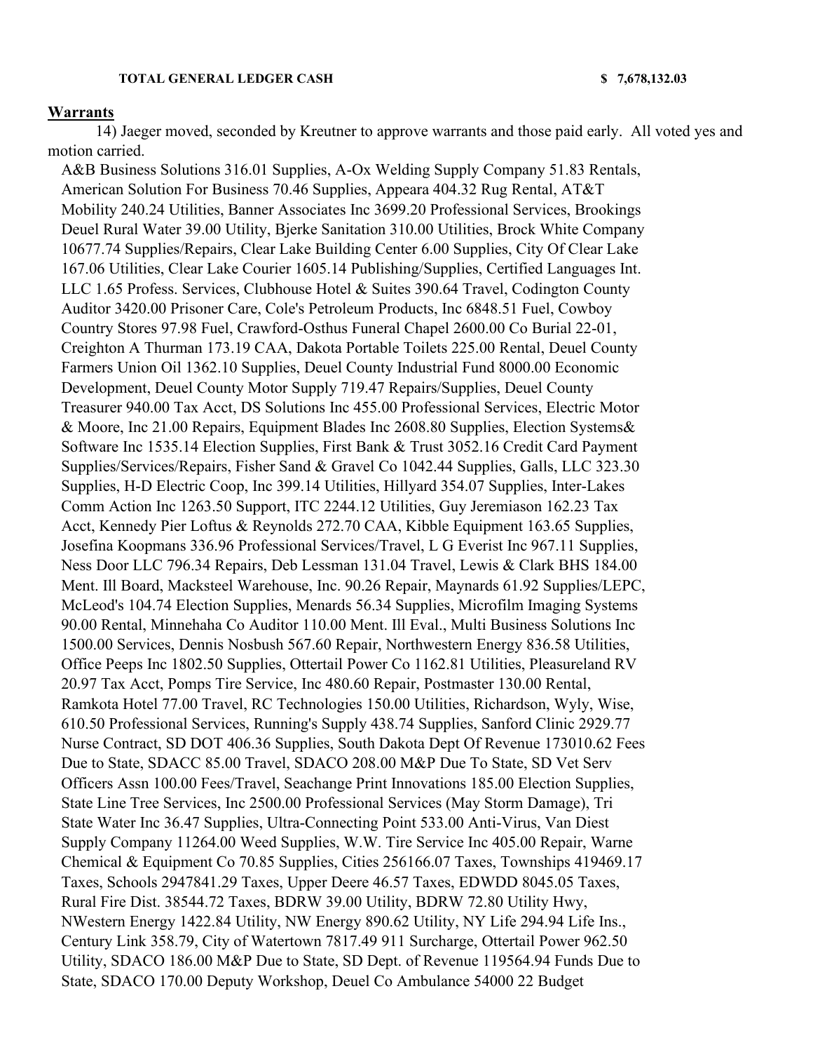**TOTAL GENERAL LEDGER CASH** **$ 7,678,132.03**

## Warrants

14) Jaeger moved, seconded by Kreutner to approve warrants and those paid early. All voted yes and motion carried.

A&B Business Solutions 316.01 Supplies, A-Ox Welding Supply Company 51.83 Rentals, American Solution For Business 70.46 Supplies, Appeara 404.32 Rug Rental, AT&T Mobility 240.24 Utilities, Banner Associates Inc 3699.20 Professional Services, Brookings Deuel Rural Water 39.00 Utility, Bjerke Sanitation 310.00 Utilities, Brock White Company 10677.74 Supplies/Repairs, Clear Lake Building Center 6.00 Supplies, City Of Clear Lake 167.06 Utilities, Clear Lake Courier 1605.14 Publishing/Supplies, Certified Languages Int. LLC 1.65 Profess. Services, Clubhouse Hotel & Suites 390.64 Travel, Codington County Auditor 3420.00 Prisoner Care, Cole's Petroleum Products, Inc 6848.51 Fuel, Cowboy Country Stores 97.98 Fuel, Crawford-Osthus Funeral Chapel 2600.00 Co Burial 22-01, Creighton A Thurman 173.19 CAA, Dakota Portable Toilets 225.00 Rental, Deuel County Farmers Union Oil 1362.10 Supplies, Deuel County Industrial Fund 8000.00 Economic Development, Deuel County Motor Supply 719.47 Repairs/Supplies, Deuel County Treasurer 940.00 Tax Acct, DS Solutions Inc 455.00 Professional Services, Electric Motor & Moore, Inc 21.00 Repairs, Equipment Blades Inc 2608.80 Supplies, Election Systems& Software Inc 1535.14 Election Supplies, First Bank & Trust 3052.16 Credit Card Payment Supplies/Services/Repairs, Fisher Sand & Gravel Co 1042.44 Supplies, Galls, LLC 323.30 Supplies, H-D Electric Coop, Inc 399.14 Utilities, Hillyard 354.07 Supplies, Inter-Lakes Comm Action Inc 1263.50 Support, ITC 2244.12 Utilities, Guy Jeremiason 162.23 Tax Acct, Kennedy Pier Loftus & Reynolds 272.70 CAA, Kibble Equipment 163.65 Supplies, Josefina Koopmans 336.96 Professional Services/Travel, L G Everist Inc 967.11 Supplies, Ness Door LLC 796.34 Repairs, Deb Lessman 131.04 Travel, Lewis & Clark BHS 184.00 Ment. Ill Board, Macksteel Warehouse, Inc. 90.26 Repair, Maynards 61.92 Supplies/LEPC, McLeod's 104.74 Election Supplies, Menards 56.34 Supplies, Microfilm Imaging Systems 90.00 Rental, Minnehaha Co Auditor 110.00 Ment. Ill Eval., Multi Business Solutions Inc 1500.00 Services, Dennis Nosbush 567.60 Repair, Northwestern Energy 836.58 Utilities, Office Peeps Inc 1802.50 Supplies, Ottertail Power Co 1162.81 Utilities, Pleasureland RV 20.97 Tax Acct, Pomps Tire Service, Inc 480.60 Repair, Postmaster 130.00 Rental, Ramkota Hotel 77.00 Travel, RC Technologies 150.00 Utilities, Richardson, Wyly, Wise, 610.50 Professional Services, Running's Supply 438.74 Supplies, Sanford Clinic 2929.77 Nurse Contract, SD DOT 406.36 Supplies, South Dakota Dept Of Revenue 173010.62 Fees Due to State, SDACC 85.00 Travel, SDACO 208.00 M&P Due To State, SD Vet Serv Officers Assn 100.00 Fees/Travel, Seachange Print Innovations 185.00 Election Supplies, State Line Tree Services, Inc 2500.00 Professional Services (May Storm Damage), Tri State Water Inc 36.47 Supplies, Ultra-Connecting Point 533.00 Anti-Virus, Van Diest Supply Company 11264.00 Weed Supplies, W.W. Tire Service Inc 405.00 Repair, Warne Chemical & Equipment Co 70.85 Supplies, Cities 256166.07 Taxes, Townships 419469.17 Taxes, Schools 2947841.29 Taxes, Upper Deere 46.57 Taxes, EDWDD 8045.05 Taxes, Rural Fire Dist. 38544.72 Taxes, BDRW 39.00 Utility, BDRW 72.80 Utility Hwy, NWestern Energy 1422.84 Utility, NW Energy 890.62 Utility, NY Life 294.94 Life Ins., Century Link 358.79, City of Watertown 7817.49 911 Surcharge, Ottertail Power 962.50 Utility, SDACO 186.00 M&P Due to State, SD Dept. of Revenue 119564.94 Funds Due to State, SDACO 170.00 Deputy Workshop, Deuel Co Ambulance 54000 22 Budget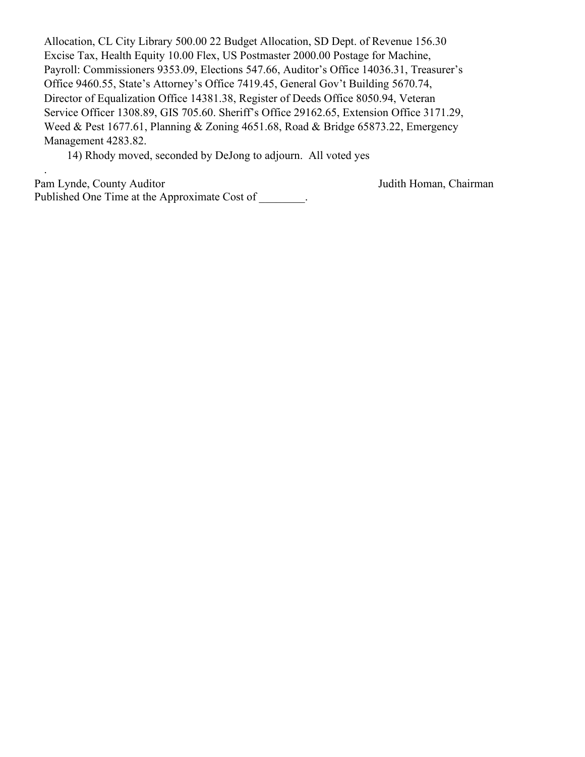Allocation, CL City Library 500.00 22 Budget Allocation, SD Dept. of Revenue 156.30 Excise Tax, Health Equity 10.00 Flex, US Postmaster 2000.00 Postage for Machine, Payroll: Commissioners 9353.09, Elections 547.66, Auditor's Office 14036.31, Treasurer's Office 9460.55, State's Attorney's Office 7419.45, General Gov't Building 5670.74, Director of Equalization Office 14381.38, Register of Deeds Office 8050.94, Veteran Service Officer 1308.89, GIS 705.60. Sheriff's Office 29162.65, Extension Office 3171.29, Weed & Pest 1677.61, Planning & Zoning 4651.68, Road & Bridge 65873.22, Emergency Management 4283.82.

14) Rhody moved, seconded by DeJong to adjourn. All voted yes

.

Pam Lynde, County Auditor Judith Homan, Chairman

Published One Time at the Approximate Cost of ________.